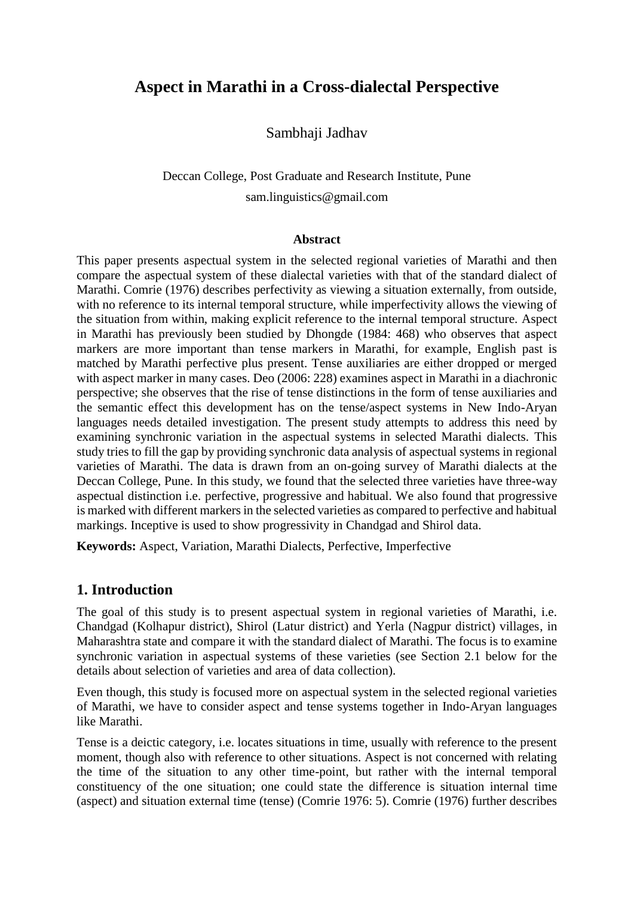# Aspect in Marathi in a Cross-dialectal Perspective

Sambhaji Jadhav

Deccan College, Post Graduate and Research Institute, Pune

sam.linguistics@gmail.com

**Abstract**

This paper presents aspectual system in the selected regional varieties of Marathi and then compare the aspectual system of these dialectal varieties with that of the standard dialect of Marathi. Comrie (1976) describes perfectivity as viewing a situation externally, from outside, with no reference to its internal temporal structure, while imperfectivity allows the viewing of the situation from within, making explicit reference to the internal temporal structure. Aspect in Marathi has previously been studied by Dhongde (1984: 468) who observes that aspect markers are more important than tense markers in Marathi, for example, English past is matched by Marathi perfective plus present. Tense auxiliaries are either dropped or merged with aspect marker in many cases. Deo (2006: 228) examines aspect in Marathi in a diachronic perspective; she observes that the rise of tense distinctions in the form of tense auxiliaries and the semantic effect this development has on the tense/aspect systems in New Indo-Aryan languages needs detailed investigation. The present study attempts to address this need by examining synchronic variation in the aspectual systems in selected Marathi dialects. This study tries to fill the gap by providing synchronic data analysis of aspectual systems in regional varieties of Marathi. The data is drawn from an on-going survey of Marathi dialects at the Deccan College, Pune. In this study, we found that the selected three varieties have three-way aspectual distinction i.e. perfective, progressive and habitual. We also found that progressive is marked with different markers in the selected varieties as compared to perfective and habitual markings. Inceptive is used to show progressivity in Chandgad and Shirol data.

**Keywords:** Aspect, Variation, Marathi Dialects, Perfective, Imperfective

## 1. Introduction

The goal of this study is to present aspectual system in regional varieties of Marathi, i.e. Chandgad (Kolhapur district), Shirol (Latur district) and Yerla (Nagpur district) villages, in Maharashtra state and compare it with the standard dialect of Marathi. The focus is to examine synchronic variation in aspectual systems of these varieties (see Section 2.1 below for the details about selection of varieties and area of data collection).

Even though, this study is focused more on aspectual system in the selected regional varieties of Marathi, we have to consider aspect and tense systems together in Indo-Aryan languages like Marathi.

Tense is a deictic category, i.e. locates situations in time, usually with reference to the present moment, though also with reference to other situations. Aspect is not concerned with relating the time of the situation to any other time-point, but rather with the internal temporal constituency of the one situation; one could state the difference is situation internal time (aspect) and situation external time (tense) (Comrie 1976: 5). Comrie (1976) further describes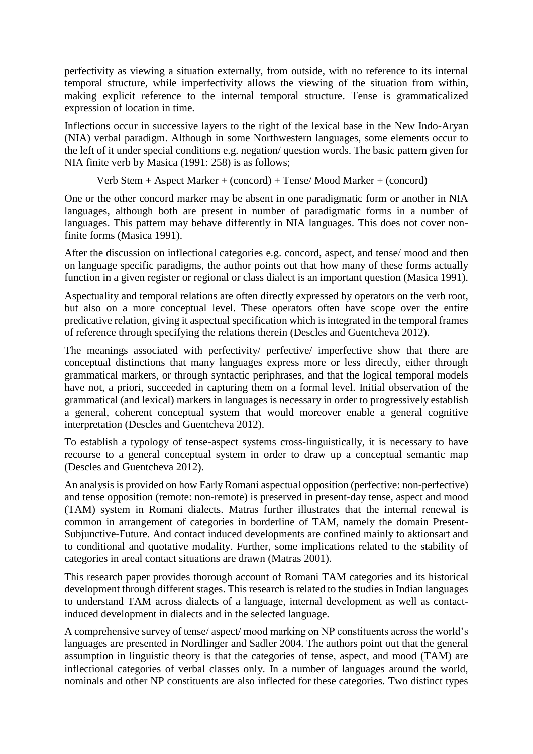perfectivity as viewing a situation externally, from outside, with no reference to its internal temporal structure, while imperfectivity allows the viewing of the situation from within, making explicit reference to the internal temporal structure. Tense is grammaticalized expression of location in time.

Inflections occur in successive layers to the right of the lexical base in the New Indo-Aryan (NIA) verbal paradigm. Although in some Northwestern languages, some elements occur to the left of it under special conditions e.g. negation/ question words. The basic pattern given for NIA finite verb by Masica (1991: 258) is as follows;

Verb Stem + Aspect Marker + (concord) + Tense/ Mood Marker + (concord)

One or the other concord marker may be absent in one paradigmatic form or another in NIA languages, although both are present in number of paradigmatic forms in a number of languages. This pattern may behave differently in NIA languages. This does not cover non-finite forms (Masica 1991).

After the discussion on inflectional categories e.g. concord, aspect, and tense/ mood and then on language specific paradigms, the author points out that how many of these forms actually function in a given register or regional or class dialect is an important question (Masica 1991).

Aspectuality and temporal relations are often directly expressed by operators on the verb root, but also on a more conceptual level. These operators often have scope over the entire predicative relation, giving it aspectual specification which is integrated in the temporal frames of reference through specifying the relations therein (Descles and Guentcheva 2012).

The meanings associated with perfectivity/ perfective/ imperfective show that there are conceptual distinctions that many languages express more or less directly, either through grammatical markers, or through syntactic periphrases, and that the logical temporal models have not, a priori, succeeded in capturing them on a formal level. Initial observation of the grammatical (and lexical) markers in languages is necessary in order to progressively establish a general, coherent conceptual system that would moreover enable a general cognitive interpretation (Descles and Guentcheva 2012).

To establish a typology of tense-aspect systems cross-linguistically, it is necessary to have recourse to a general conceptual system in order to draw up a conceptual semantic map (Descles and Guentcheva 2012).

An analysis is provided on how Early Romani aspectual opposition (perfective: non-perfective) and tense opposition (remote: non-remote) is preserved in present-day tense, aspect and mood (TAM) system in Romani dialects. Matras further illustrates that the internal renewal is common in arrangement of categories in borderline of TAM, namely the domain Present-Subjunctive-Future. And contact induced developments are confined mainly to aktionsart and to conditional and quotative modality. Further, some implications related to the stability of categories in areal contact situations are drawn (Matras 2001).

This research paper provides thorough account of Romani TAM categories and its historical development through different stages. This research is related to the studies in Indian languages to understand TAM across dialects of a language, internal development as well as contact-induced development in dialects and in the selected language.

A comprehensive survey of tense/ aspect/ mood marking on NP constituents across the world's languages are presented in Nordlinger and Sadler 2004. The authors point out that the general assumption in linguistic theory is that the categories of tense, aspect, and mood (TAM) are inflectional categories of verbal classes only. In a number of languages around the world, nominals and other NP constituents are also inflected for these categories. Two distinct types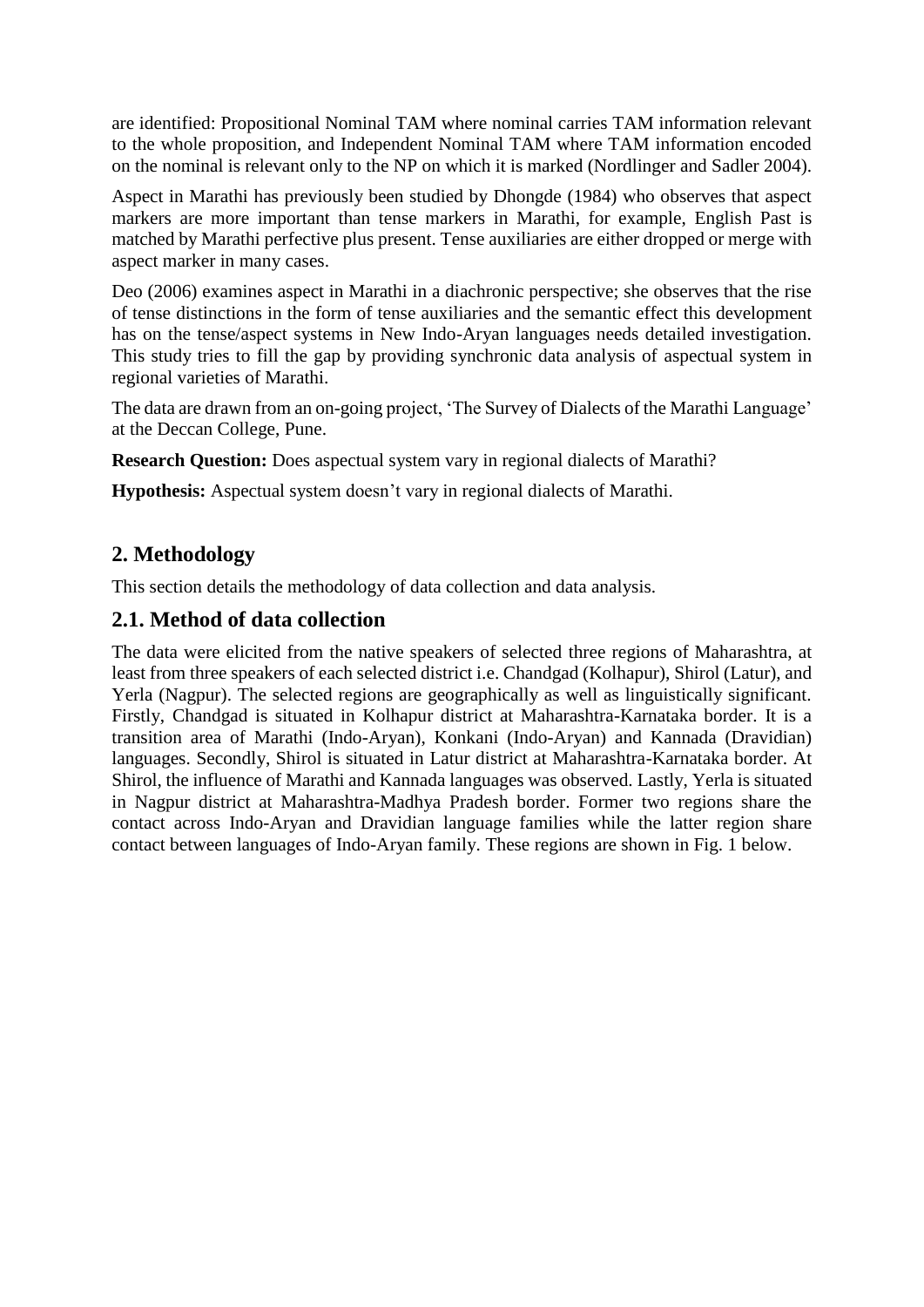are identified: Propositional Nominal TAM where nominal carries TAM information relevant to the whole proposition, and Independent Nominal TAM where TAM information encoded on the nominal is relevant only to the NP on which it is marked (Nordlinger and Sadler 2004).

Aspect in Marathi has previously been studied by Dhongde (1984) who observes that aspect markers are more important than tense markers in Marathi, for example, English Past is matched by Marathi perfective plus present. Tense auxiliaries are either dropped or merge with aspect marker in many cases.

Deo (2006) examines aspect in Marathi in a diachronic perspective; she observes that the rise of tense distinctions in the form of tense auxiliaries and the semantic effect this development has on the tense/aspect systems in New Indo-Aryan languages needs detailed investigation. This study tries to fill the gap by providing synchronic data analysis of aspectual system in regional varieties of Marathi.

The data are drawn from an on-going project, 'The Survey of Dialects of the Marathi Language' at the Deccan College, Pune.

**Research Question:** Does aspectual system vary in regional dialects of Marathi?

**Hypothesis:** Aspectual system doesn't vary in regional dialects of Marathi.

## 2. Methodology

This section details the methodology of data collection and data analysis.

## 2.1. Method of data collection

The data were elicited from the native speakers of selected three regions of Maharashtra, at least from three speakers of each selected district i.e. Chandgad (Kolhapur), Shirol (Latur), and Yerla (Nagpur). The selected regions are geographically as well as linguistically significant. Firstly, Chandgad is situated in Kolhapur district at Maharashtra-Karnataka border. It is a transition area of Marathi (Indo-Aryan), Konkani (Indo-Aryan) and Kannada (Dravidian) languages. Secondly, Shirol is situated in Latur district at Maharashtra-Karnataka border. At Shirol, the influence of Marathi and Kannada languages was observed. Lastly, Yerla is situated in Nagpur district at Maharashtra-Madhya Pradesh border. Former two regions share the contact across Indo-Aryan and Dravidian language families while the latter region share contact between languages of Indo-Aryan family. These regions are shown in Fig. 1 below.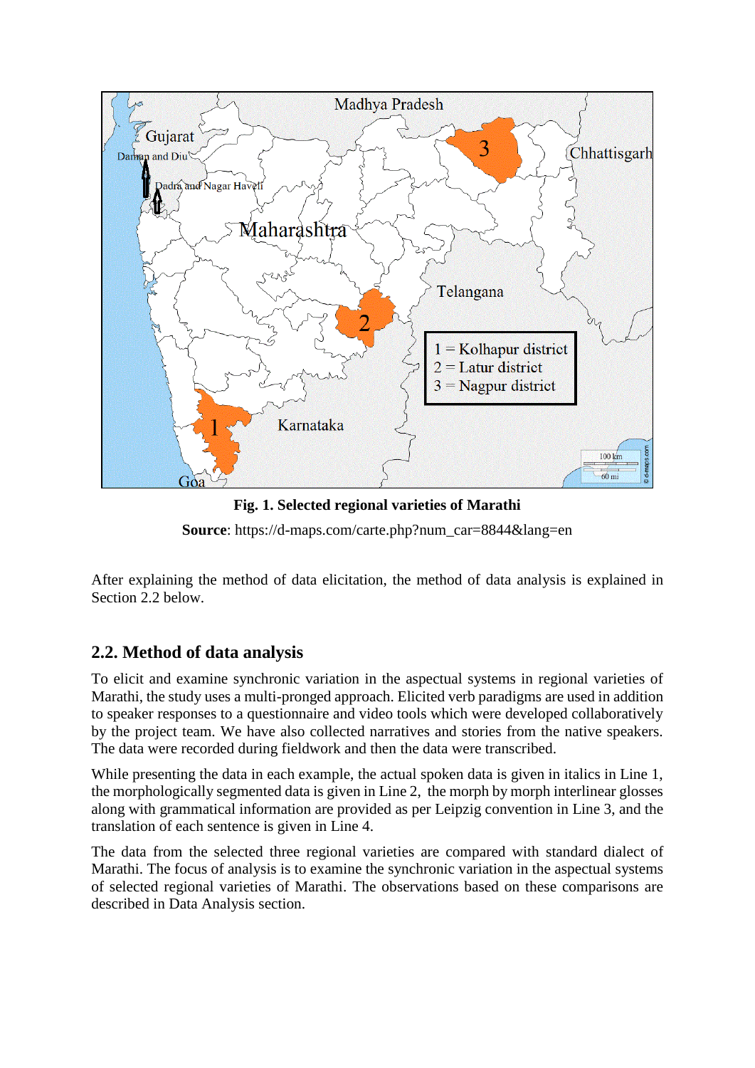**Fig. 1. Selected regional varieties of Marathi**

**Source**: https://d-maps.com/carte.php?num_car=8844&lang=en

After explaining the method of data elicitation, the method of data analysis is explained in Section 2.2 below.

## 2.2. Method of data analysis

To elicit and examine synchronic variation in the aspectual systems in regional varieties of Marathi, the study uses a multi-pronged approach. Elicited verb paradigms are used in addition to speaker responses to a questionnaire and video tools which were developed collaboratively by the project team. We have also collected narratives and stories from the native speakers. The data were recorded during fieldwork and then the data were transcribed.

While presenting the data in each example, the actual spoken data is given in italics in Line 1, the morphologically segmented data is given in Line 2, the morph by morph interlinear glosses along with grammatical information are provided as per Leipzig convention in Line 3, and the translation of each sentence is given in Line 4.

The data from the selected three regional varieties are compared with standard dialect of Marathi. The focus of analysis is to examine the synchronic variation in the aspectual systems of selected regional varieties of Marathi. The observations based on these comparisons are described in Data Analysis section.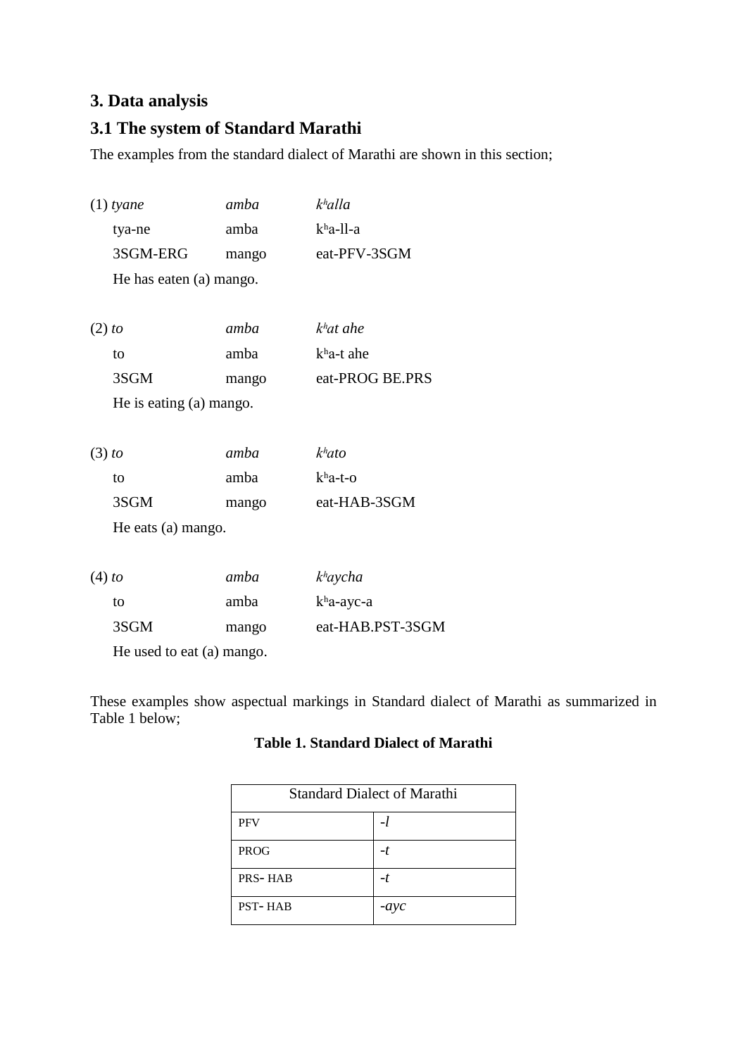## 3. Data analysis

### 3.1 The system of Standard Marathi

The examples from the standard dialect of Marathi are shown in this section;

(1) *tyane* &nbsp;&nbsp;&nbsp; *amba* &nbsp;&nbsp;&nbsp; *kʰalla*
    tya-ne &nbsp;&nbsp;&nbsp; amba &nbsp;&nbsp;&nbsp; kʰa-ll-a
    3SGM-ERG &nbsp;&nbsp;&nbsp; mango &nbsp;&nbsp;&nbsp; eat-PFV-3SGM
    He has eaten (a) mango.

(2) *to* &nbsp;&nbsp;&nbsp; *amba* &nbsp;&nbsp;&nbsp; *kʰat ahe*
    to &nbsp;&nbsp;&nbsp; amba &nbsp;&nbsp;&nbsp; kʰa-t ahe
    3SGM &nbsp;&nbsp;&nbsp; mango &nbsp;&nbsp;&nbsp; eat-PROG BE.PRS
    He is eating (a) mango.

(3) *to* &nbsp;&nbsp;&nbsp; *amba* &nbsp;&nbsp;&nbsp; *kʰato*
    to &nbsp;&nbsp;&nbsp; amba &nbsp;&nbsp;&nbsp; kʰa-t-o
    3SGM &nbsp;&nbsp;&nbsp; mango &nbsp;&nbsp;&nbsp; eat-HAB-3SGM
    He eats (a) mango.

(4) *to* &nbsp;&nbsp;&nbsp; *amba* &nbsp;&nbsp;&nbsp; *kʰaycha*
    to &nbsp;&nbsp;&nbsp; amba &nbsp;&nbsp;&nbsp; kʰa-ayc-a
    3SGM &nbsp;&nbsp;&nbsp; mango &nbsp;&nbsp;&nbsp; eat-HAB.PST-3SGM
    He used to eat (a) mango.

These examples show aspectual markings in Standard dialect of Marathi as summarized in Table 1 below;

**Table 1. Standard Dialect of Marathi**

| Standard Dialect of Marathi | |
|---|---|
| PFV | *-l* |
| PROG | *-t* |
| PRS- HAB | *-t* |
| PST- HAB | *-ayc* |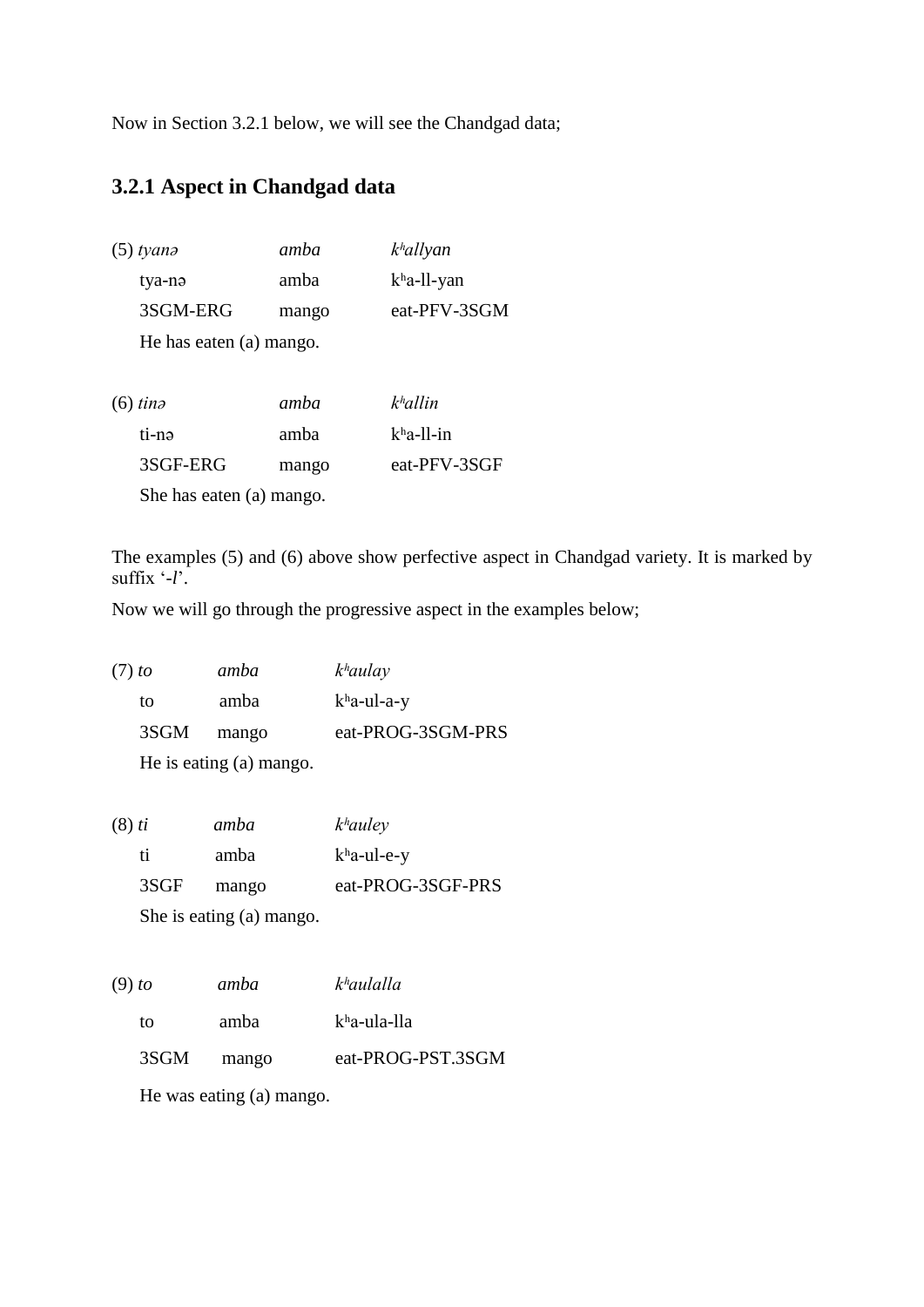Now in Section 3.2.1 below, we will see the Chandgad data;

### 3.2.1 Aspect in Chandgad data

(5) *tyanə*          *amba*          *kʰallyan*
     tya-nə           amba            kʰa-ll-yan
     3SGM-ERG       mango          eat-PFV-3SGM
     He has eaten (a) mango.

(6) *tinə*            *amba*          *kʰallin*
     ti-nə             amba            kʰa-ll-in
     3SGF-ERG       mango          eat-PFV-3SGF
     She has eaten (a) mango.

The examples (5) and (6) above show perfective aspect in Chandgad variety. It is marked by suffix '-*l*'.

Now we will go through the progressive aspect in the examples below;

(7) *to*          *amba*          *kʰaulay*
     to           amba            kʰa-ul-a-y
     3SGM      mango          eat-PROG-3SGM-PRS
     He is eating (a) mango.

(8) *ti*          *amba*          *kʰauley*
     ti           amba            kʰa-ul-e-y
     3SGF      mango          eat-PROG-3SGF-PRS
     She is eating (a) mango.

(9) *to*          *amba*          *kʰaulalla*
     to           amba            kʰa-ula-lla
     3SGM      mango          eat-PROG-PST.3SGM
     He was eating (a) mango.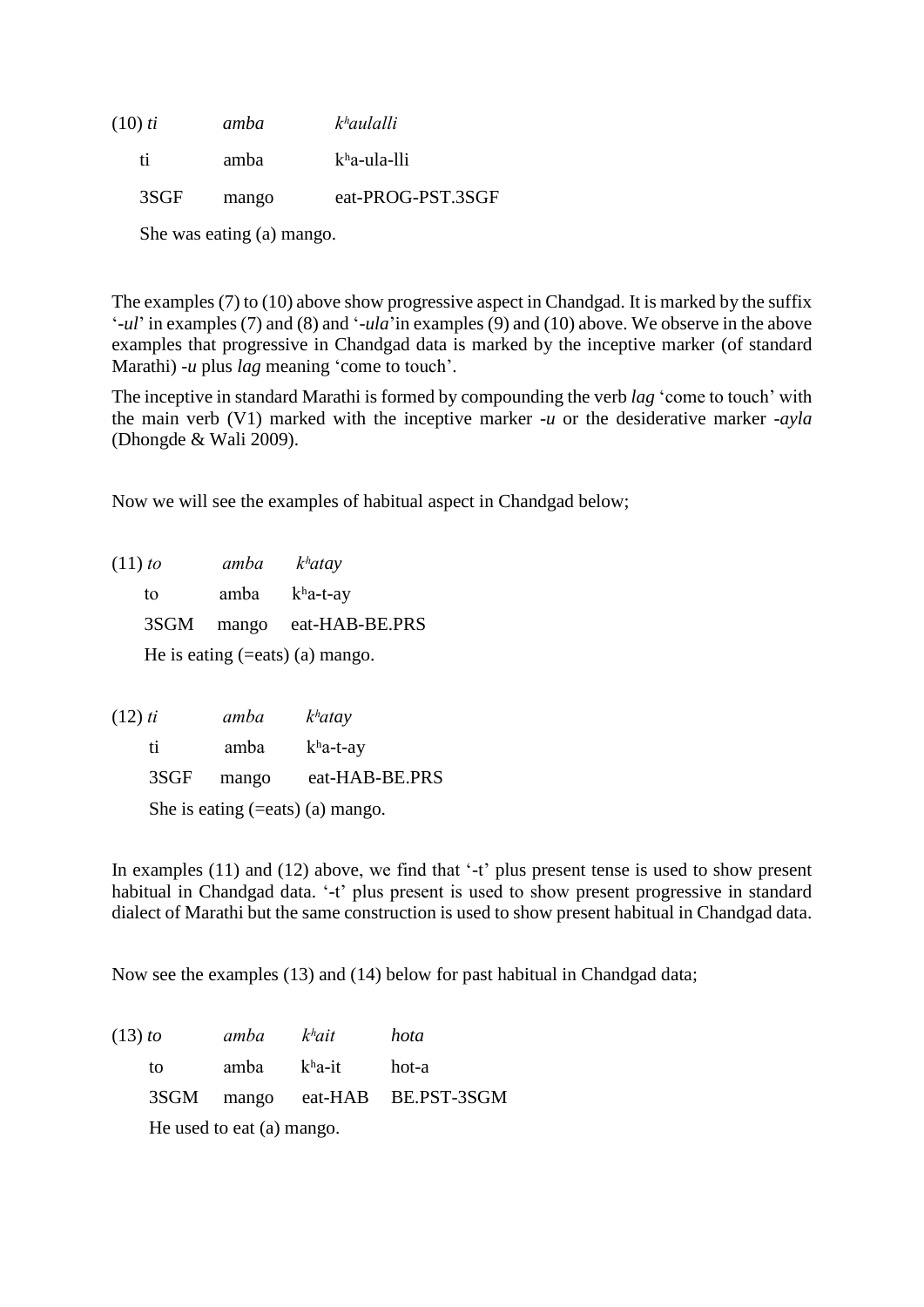(10) *ti* *amba* *kʰaulalli*

ti amba kʰa-ula-lli

3SGF mango eat-PROG-PST.3SGF

She was eating (a) mango.

The examples (7) to (10) above show progressive aspect in Chandgad. It is marked by the suffix '*-ul*' in examples (7) and (8) and '*-ula*'in examples (9) and (10) above. We observe in the above examples that progressive in Chandgad data is marked by the inceptive marker (of standard Marathi) *-u* plus *lag* meaning 'come to touch'.

The inceptive in standard Marathi is formed by compounding the verb *lag* 'come to touch' with the main verb (V1) marked with the inceptive marker *-u* or the desiderative marker *-ayla* (Dhongde & Wali 2009).

Now we will see the examples of habitual aspect in Chandgad below;

(11) *to* *amba* *kʰatay*

to amba kʰa-t-ay

3SGM mango eat-HAB-BE.PRS

He is eating (=eats) (a) mango.

(12) *ti* *amba* *kʰatay*

ti amba kʰa-t-ay

3SGF mango eat-HAB-BE.PRS

She is eating (=eats) (a) mango.

In examples (11) and (12) above, we find that '-t' plus present tense is used to show present habitual in Chandgad data. '-t' plus present is used to show present progressive in standard dialect of Marathi but the same construction is used to show present habitual in Chandgad data.

Now see the examples (13) and (14) below for past habitual in Chandgad data;

(13) *to* *amba* *kʰait* *hota*

to amba kʰa-it hot-a

3SGM mango eat-HAB BE.PST-3SGM

He used to eat (a) mango.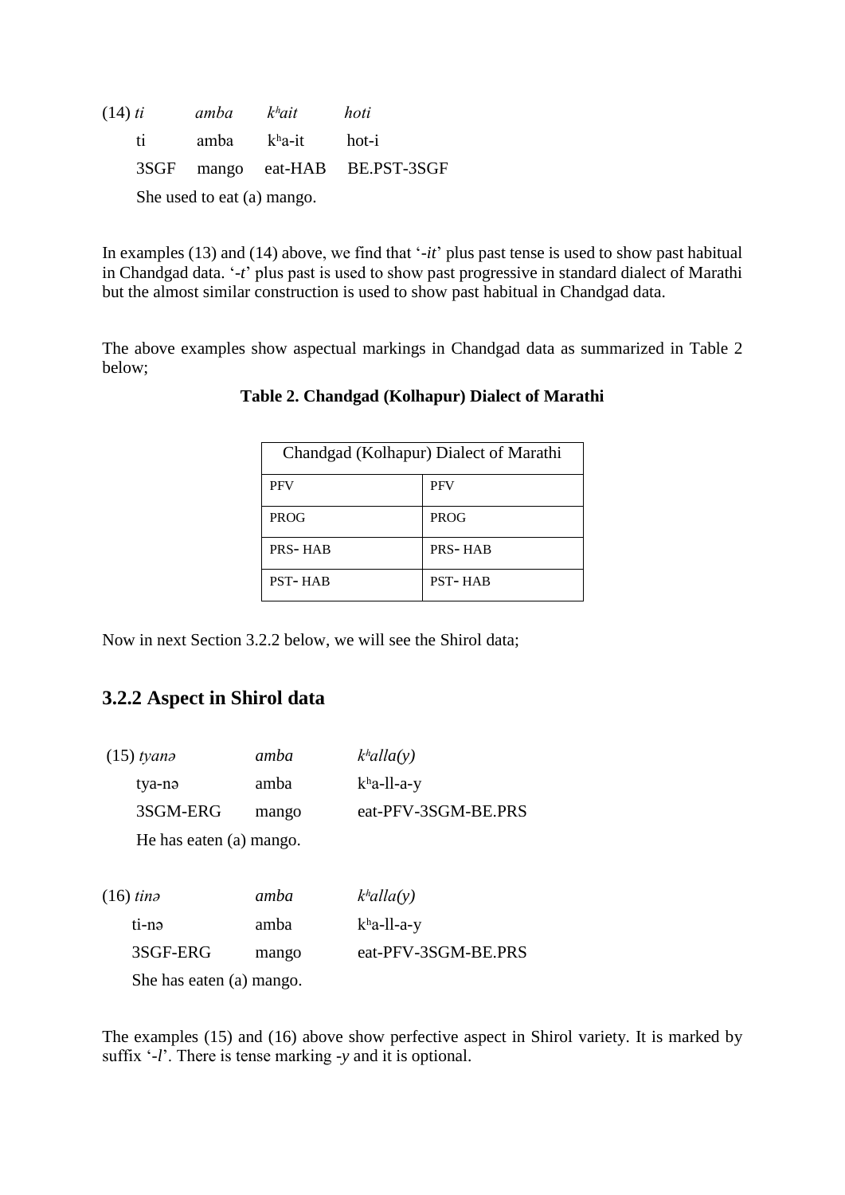(14) *ti* *amba* *kʰait* *hoti*

ti amba kʰa-it hot-i

3SGF mango eat-HAB BE.PST-3SGF

She used to eat (a) mango.

In examples (13) and (14) above, we find that '*-it*' plus past tense is used to show past habitual in Chandgad data. '*-t*' plus past is used to show past progressive in standard dialect of Marathi but the almost similar construction is used to show past habitual in Chandgad data.

The above examples show aspectual markings in Chandgad data as summarized in Table 2 below;

**Table 2. Chandgad (Kolhapur) Dialect of Marathi**

| Chandgad (Kolhapur) Dialect of Marathi | |
|---|---|
| PFV | PFV |
| PROG | PROG |
| PRS- HAB | PRS- HAB |
| PST- HAB | PST- HAB |

Now in next Section 3.2.2 below, we will see the Shirol data;

## 3.2.2 Aspect in Shirol data

(15) *tyanə* *amba* *kʰalla(y)*

tya-nə amba kʰa-ll-a-y

3SGM-ERG mango eat-PFV-3SGM-BE.PRS

He has eaten (a) mango.

(16) *tinə* *amba* *kʰalla(y)*

ti-nə amba kʰa-ll-a-y

3SGF-ERG mango eat-PFV-3SGM-BE.PRS

She has eaten (a) mango.

The examples (15) and (16) above show perfective aspect in Shirol variety. It is marked by suffix '*-l*'. There is tense marking *-y* and it is optional.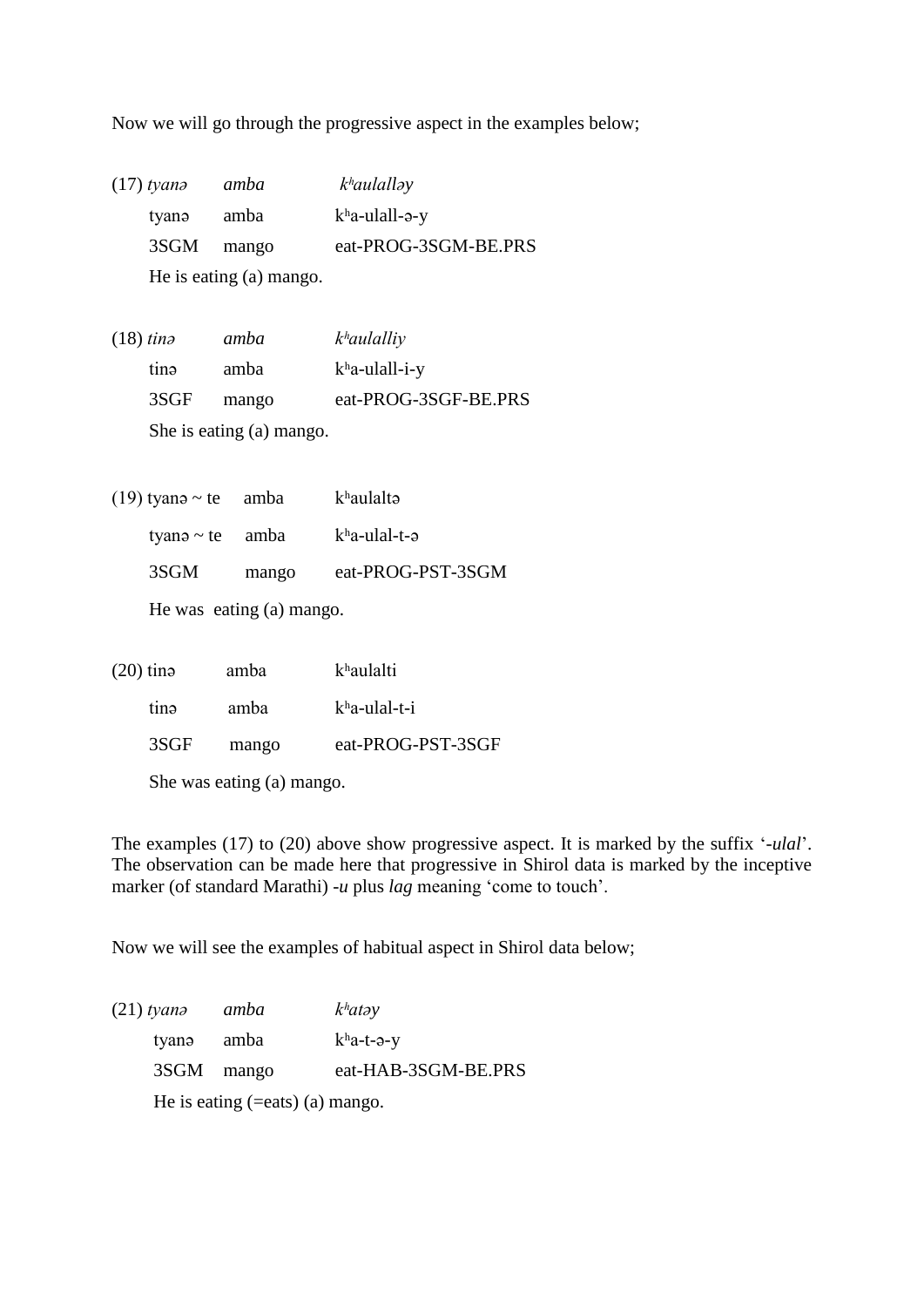Now we will go through the progressive aspect in the examples below;

(17) *tyanə* *amba* *kʰaulalləy*
tyanə amba kʰa-ulall-ə-y
3SGM mango eat-PROG-3SGM-BE.PRS
He is eating (a) mango.

(18) *tinə* *amba* *kʰaulalliy*
tinə amba kʰa-ulall-i-y
3SGF mango eat-PROG-3SGF-BE.PRS
She is eating (a) mango.

(19) tyanə ~ te amba kʰaulaltə
tyanə ~ te amba kʰa-ulal-t-ə
3SGM mango eat-PROG-PST-3SGM
He was eating (a) mango.

(20) tinə amba kʰaulalti
tinə amba kʰa-ulal-t-i
3SGF mango eat-PROG-PST-3SGF
She was eating (a) mango.

The examples (17) to (20) above show progressive aspect. It is marked by the suffix '*-ulal*'. The observation can be made here that progressive in Shirol data is marked by the inceptive marker (of standard Marathi) *-u* plus *lag* meaning 'come to touch'.

Now we will see the examples of habitual aspect in Shirol data below;

(21) *tyanə* *amba* *kʰatəy*
tyanə amba kʰa-t-ə-y
3SGM mango eat-HAB-3SGM-BE.PRS
He is eating (=eats) (a) mango.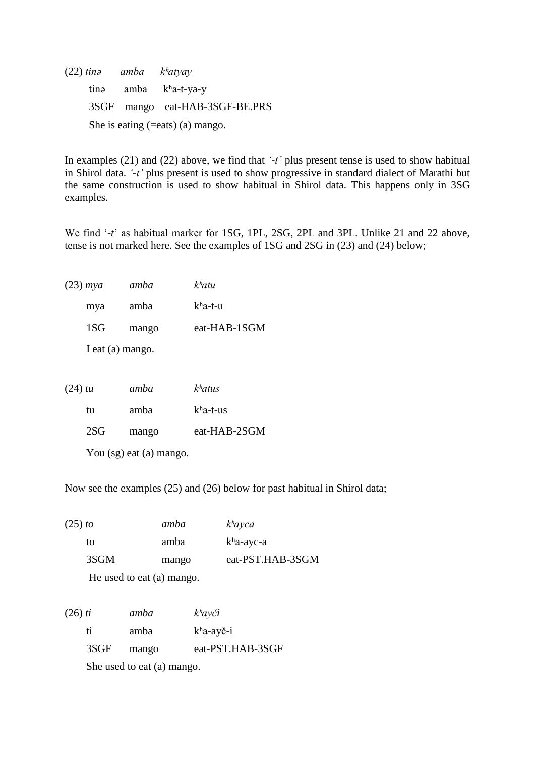(22) *tinə amba kʰatyay*

tinə amba kʰa-t-ya-y

3SGF mango eat-HAB-3SGF-BE.PRS

She is eating (=eats) (a) mango.

In examples (21) and (22) above, we find that *'-t'* plus present tense is used to show habitual in Shirol data. *'-t'* plus present is used to show progressive in standard dialect of Marathi but the same construction is used to show habitual in Shirol data. This happens only in 3SG examples.

We find '-*t*' as habitual marker for 1SG, 1PL, 2SG, 2PL and 3PL. Unlike 21 and 22 above, tense is not marked here. See the examples of 1SG and 2SG in (23) and (24) below;

(23) *mya amba kʰatu*

mya amba kʰa-t-u

1SG mango eat-HAB-1SGM

I eat (a) mango.

(24) *tu amba kʰatus*

tu amba kʰa-t-us

2SG mango eat-HAB-2SGM

You (sg) eat (a) mango.

Now see the examples (25) and (26) below for past habitual in Shirol data;

(25) *to amba kʰayca*

to amba kʰa-ayc-a

3SGM mango eat-PST.HAB-3SGM

He used to eat (a) mango.

(26) *ti amba kʰayči*

ti amba kʰa-ayč-i

3SGF mango eat-PST.HAB-3SGF

She used to eat (a) mango.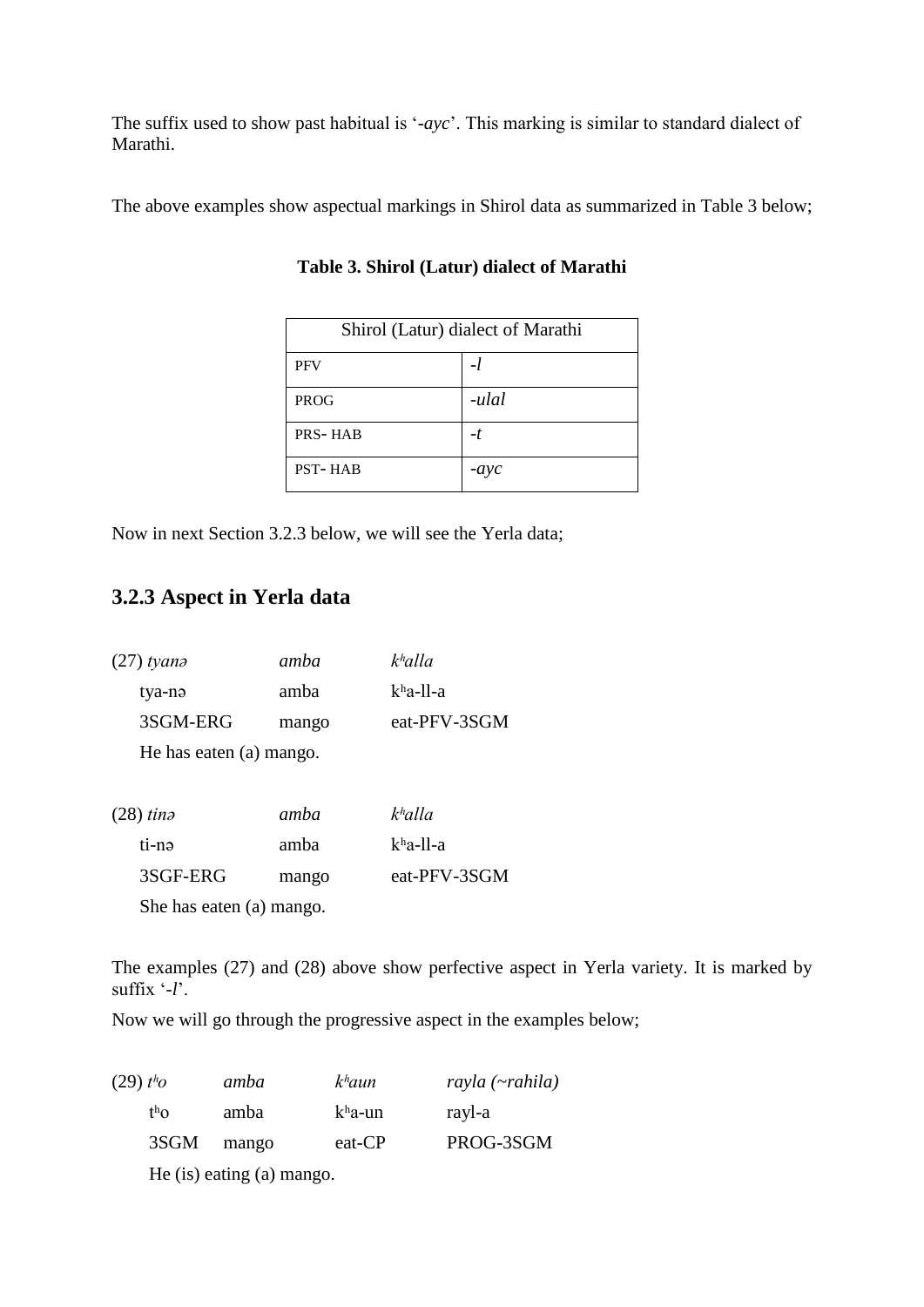The suffix used to show past habitual is '-*ayc*'. This marking is similar to standard dialect of Marathi.

The above examples show aspectual markings in Shirol data as summarized in Table 3 below;

**Table 3. Shirol (Latur) dialect of Marathi**

| Shirol (Latur) dialect of Marathi | |
|---|---|
| PFV | *-l* |
| PROG | *-ulal* |
| PRS- HAB | *-t* |
| PST- HAB | *-ayc* |

Now in next Section 3.2.3 below, we will see the Yerla data;

### 3.2.3 Aspect in Yerla data

(27) *tyanə* *amba* *kʰalla*
tya-nə amba kʰa-ll-a
3SGM-ERG mango eat-PFV-3SGM
He has eaten (a) mango.

(28) *tinə* *amba* *kʰalla*
ti-nə amba kʰa-ll-a
3SGF-ERG mango eat-PFV-3SGM
She has eaten (a) mango.

The examples (27) and (28) above show perfective aspect in Yerla variety. It is marked by suffix '-*l*'.

Now we will go through the progressive aspect in the examples below;

(29) *tʰo* *amba* *kʰaun* *rayla (~rahila)*
tʰo amba kʰa-un rayl-a
3SGM mango eat-CP PROG-3SGM
He (is) eating (a) mango.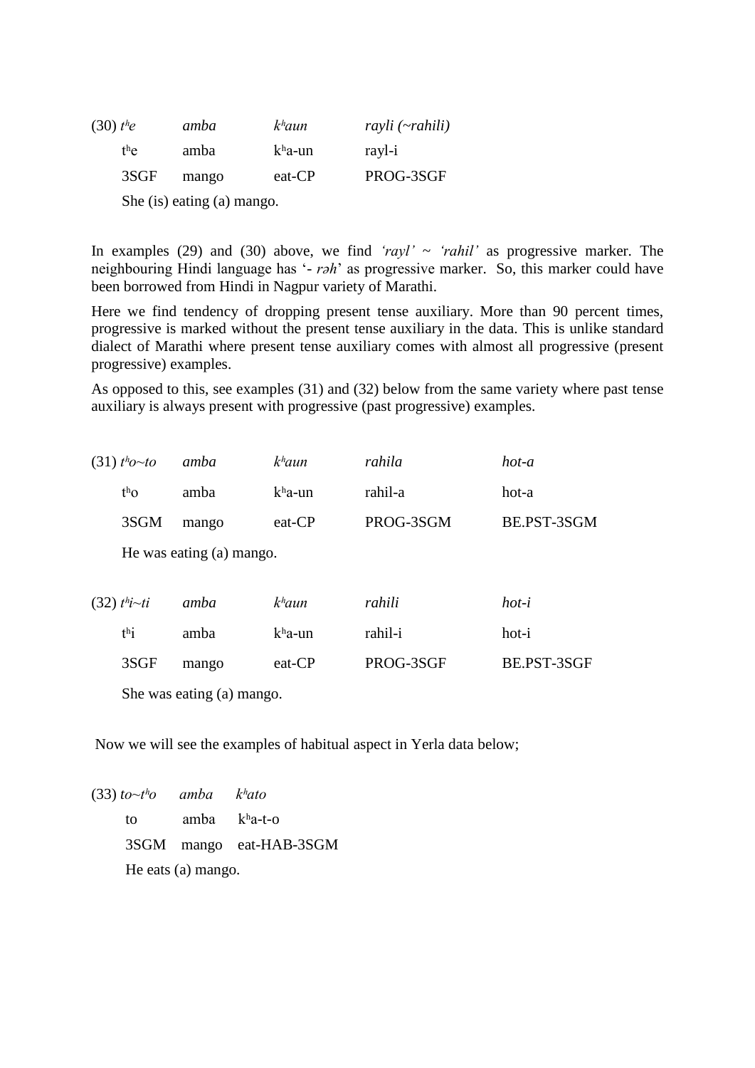(30) *tʰe* *amba* *kʰaun* *rayli (~rahili)*

| tʰe | amba | kʰa-un | rayl-i |
|---|---|---|---|
| 3SGF | mango | eat-CP | PROG-3SGF |

She (is) eating (a) mango.

In examples (29) and (30) above, we find *'rayl' ~ 'rahil'* as progressive marker. The neighbouring Hindi language has '- *rəh*' as progressive marker. So, this marker could have been borrowed from Hindi in Nagpur variety of Marathi.

Here we find tendency of dropping present tense auxiliary. More than 90 percent times, progressive is marked without the present tense auxiliary in the data. This is unlike standard dialect of Marathi where present tense auxiliary comes with almost all progressive (present progressive) examples.

As opposed to this, see examples (31) and (32) below from the same variety where past tense auxiliary is always present with progressive (past progressive) examples.

(31) *tʰo~to* *amba* *kʰaun* *rahila* *hot-a*

| tʰo | amba | kʰa-un | rahil-a | hot-a |
|---|---|---|---|---|
| 3SGM | mango | eat-CP | PROG-3SGM | BE.PST-3SGM |

He was eating (a) mango.

(32) *tʰi~ti* *amba* *kʰaun* *rahili* *hot-i*

| tʰi | amba | kʰa-un | rahil-i | hot-i |
|---|---|---|---|---|
| 3SGF | mango | eat-CP | PROG-3SGF | BE.PST-3SGF |

She was eating (a) mango.

Now we will see the examples of habitual aspect in Yerla data below;

(33) *to~tʰo* *amba* *kʰato*

| to | amba | kʰa-t-o |
|---|---|---|
| 3SGM | mango | eat-HAB-3SGM |

He eats (a) mango.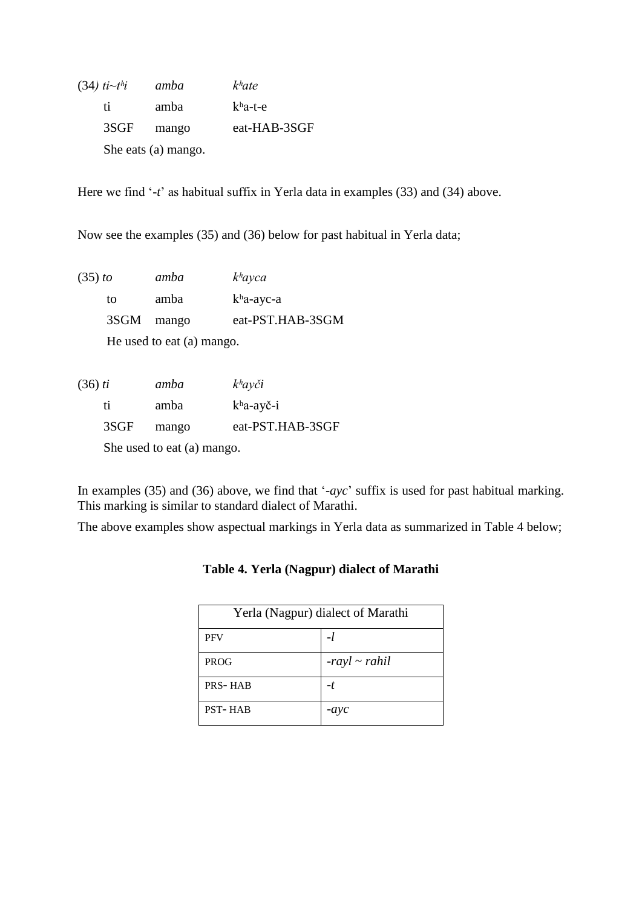(34) *ti~tʰi*   *amba*   *kʰate*

ti   amba   kʰa-t-e

3SGF   mango   eat-HAB-3SGF

She eats (a) mango.

Here we find '*-t*' as habitual suffix in Yerla data in examples (33) and (34) above.

Now see the examples (35) and (36) below for past habitual in Yerla data;

(35) *to*   *amba*   *kʰayca*

to   amba   kʰa-ayc-a

3SGM   mango   eat-PST.HAB-3SGM

He used to eat (a) mango.

(36) *ti*   *amba*   *kʰayči*

ti   amba   kʰa-ayč-i

3SGF   mango   eat-PST.HAB-3SGF

She used to eat (a) mango.

In examples (35) and (36) above, we find that '*-ayc*' suffix is used for past habitual marking. This marking is similar to standard dialect of Marathi.

The above examples show aspectual markings in Yerla data as summarized in Table 4 below;

**Table 4. Yerla (Nagpur) dialect of Marathi**

| Yerla (Nagpur) dialect of Marathi | |
|---|---|
| PFV | *-l* |
| PROG | *-rayl ~ rahil* |
| PRS- HAB | *-t* |
| PST- HAB | *-ayc* |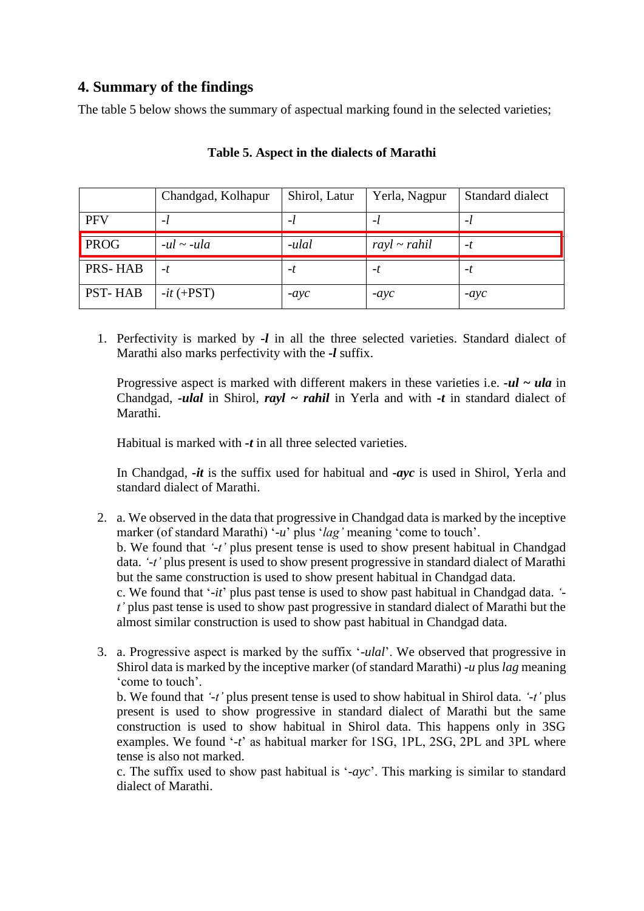## 4. Summary of the findings

The table 5 below shows the summary of aspectual marking found in the selected varieties;

**Table 5. Aspect in the dialects of Marathi**

| | Chandgad, Kolhapur | Shirol, Latur | Yerla, Nagpur | Standard dialect |
|---|---|---|---|---|
| PFV | *-l* | *-l* | *-l* | *-l* |
| PROG | *-ul ~ -ula* | *-ulal* | *rayl ~ rahil* | *-t* |
| PRS- HAB | *-t* | *-t* | *-t* | *-t* |
| PST- HAB | *-it* (+PST) | *-ayc* | *-ayc* | *-ayc* |

1. Perfectivity is marked by ***-l*** in all the three selected varieties. Standard dialect of Marathi also marks perfectivity with the ***-l*** suffix.

   Progressive aspect is marked with different makers in these varieties i.e. ***-ul ~ ula*** in Chandgad, ***-ulal*** in Shirol, ***rayl ~ rahil*** in Yerla and with ***-t*** in standard dialect of Marathi.

   Habitual is marked with ***-t*** in all three selected varieties.

   In Chandgad, ***-it*** is the suffix used for habitual and ***-ayc*** is used in Shirol, Yerla and standard dialect of Marathi.

2. a. We observed in the data that progressive in Chandgad data is marked by the inceptive marker (of standard Marathi) '*-u*' plus '*lag'* meaning 'come to touch'.
   b. We found that *'-t'* plus present tense is used to show present habitual in Chandgad data. *'-t'* plus present is used to show present progressive in standard dialect of Marathi but the same construction is used to show present habitual in Chandgad data.
   c. We found that '*-it*' plus past tense is used to show past habitual in Chandgad data. *'-t'* plus past tense is used to show past progressive in standard dialect of Marathi but the almost similar construction is used to show past habitual in Chandgad data.

3. a. Progressive aspect is marked by the suffix '*-ulal*'. We observed that progressive in Shirol data is marked by the inceptive marker (of standard Marathi) *-u* plus *lag* meaning 'come to touch'.
   b. We found that *'-t'* plus present tense is used to show habitual in Shirol data. *'-t'* plus present is used to show progressive in standard dialect of Marathi but the same construction is used to show habitual in Shirol data. This happens only in 3SG examples. We found '*-t*' as habitual marker for 1SG, 1PL, 2SG, 2PL and 3PL where tense is also not marked.
   c. The suffix used to show past habitual is '*-ayc*'. This marking is similar to standard dialect of Marathi.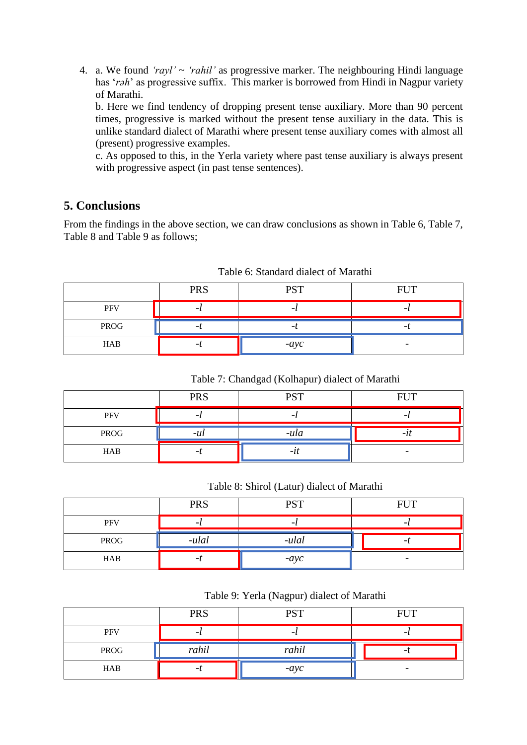4. a. We found *'rayl' ~ 'rahil'* as progressive marker. The neighbouring Hindi language has '*rəh*' as progressive suffix. This marker is borrowed from Hindi in Nagpur variety of Marathi.
   b. Here we find tendency of dropping present tense auxiliary. More than 90 percent times, progressive is marked without the present tense auxiliary in the data. This is unlike standard dialect of Marathi where present tense auxiliary comes with almost all (present) progressive examples.
   c. As opposed to this, in the Yerla variety where past tense auxiliary is always present with progressive aspect (in past tense sentences).

## 5. Conclusions

From the findings in the above section, we can draw conclusions as shown in Table 6, Table 7, Table 8 and Table 9 as follows;

Table 6: Standard dialect of Marathi

| | PRS | PST | FUT |
|---|---|---|---|
| PFV | *-l* | *-l* | *-l* |
| PROG | *-t* | *-t* | *-t* |
| HAB | *-t* | *-ayc* | - |

Table 7: Chandgad (Kolhapur) dialect of Marathi

| | PRS | PST | FUT |
|---|---|---|---|
| PFV | *-l* | *-l* | *-l* |
| PROG | *-ul* | *-ula* | *-it* |
| HAB | *-t* | *-it* | - |

Table 8: Shirol (Latur) dialect of Marathi

| | PRS | PST | FUT |
|---|---|---|---|
| PFV | *-l* | *-l* | *-l* |
| PROG | *-ulal* | *-ulal* | *-t* |
| HAB | *-t* | *-ayc* | - |

Table 9: Yerla (Nagpur) dialect of Marathi

| | PRS | PST | FUT |
|---|---|---|---|
| PFV | *-l* | *-l* | *-l* |
| PROG | *rahil* | *rahil* | -t |
| HAB | *-t* | *-ayc* | - |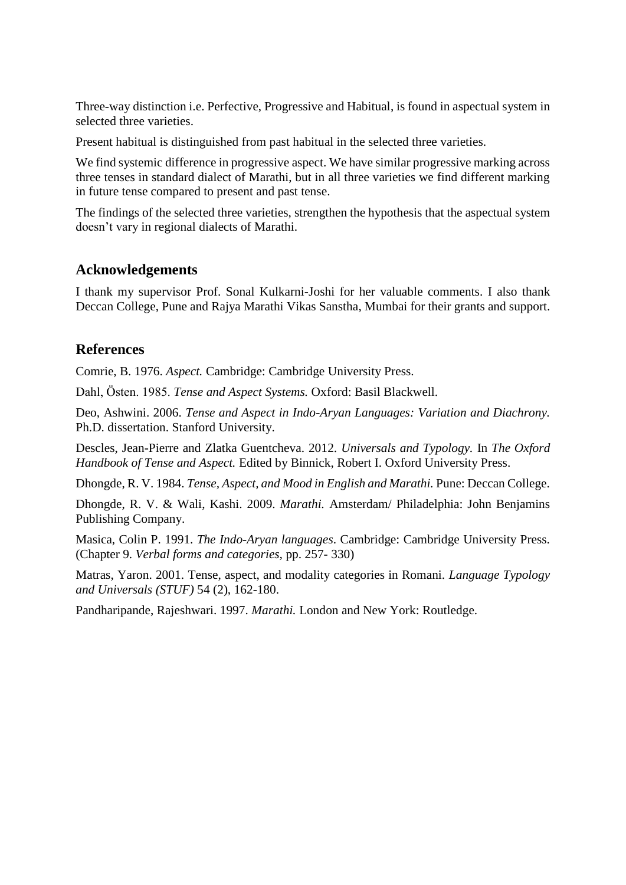Three-way distinction i.e. Perfective, Progressive and Habitual, is found in aspectual system in selected three varieties.

Present habitual is distinguished from past habitual in the selected three varieties.

We find systemic difference in progressive aspect. We have similar progressive marking across three tenses in standard dialect of Marathi, but in all three varieties we find different marking in future tense compared to present and past tense.

The findings of the selected three varieties, strengthen the hypothesis that the aspectual system doesn't vary in regional dialects of Marathi.

## Acknowledgements

I thank my supervisor Prof. Sonal Kulkarni-Joshi for her valuable comments. I also thank Deccan College, Pune and Rajya Marathi Vikas Sanstha, Mumbai for their grants and support.

## References

Comrie, B. 1976. *Aspect.* Cambridge: Cambridge University Press.

Dahl, Östen. 1985. *Tense and Aspect Systems.* Oxford: Basil Blackwell.

Deo, Ashwini. 2006. *Tense and Aspect in Indo-Aryan Languages: Variation and Diachrony.* Ph.D. dissertation. Stanford University.

Descles, Jean-Pierre and Zlatka Guentcheva. 2012. *Universals and Typology*. In *The Oxford Handbook of Tense and Aspect.* Edited by Binnick, Robert I. Oxford University Press.

Dhongde, R. V. 1984. *Tense, Aspect, and Mood in English and Marathi.* Pune: Deccan College.

Dhongde, R. V. & Wali, Kashi. 2009. *Marathi.* Amsterdam/ Philadelphia: John Benjamins Publishing Company.

Masica, Colin P. 1991. *The Indo-Aryan languages*. Cambridge: Cambridge University Press. (Chapter 9. *Verbal forms and categories,* pp. 257- 330)

Matras, Yaron. 2001. Tense, aspect, and modality categories in Romani. *Language Typology and Universals (STUF)* 54 (2), 162-180.

Pandharipande, Rajeshwari. 1997. *Marathi.* London and New York: Routledge.